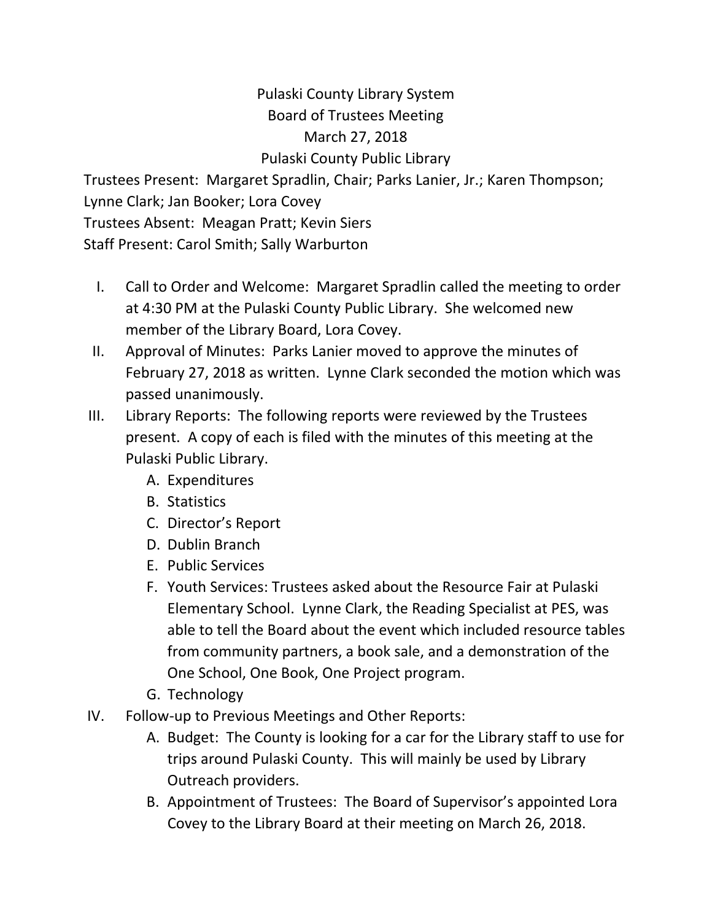# Pulaski County Library System
## Board of Trustees Meeting
## March 27, 2018
## Pulaski County Public Library

Trustees Present: Margaret Spradlin, Chair; Parks Lanier, Jr.; Karen Thompson; Lynne Clark; Jan Booker; Lora Covey
Trustees Absent: Meagan Pratt; Kevin Siers
Staff Present: Carol Smith; Sally Warburton

I. Call to Order and Welcome: Margaret Spradlin called the meeting to order at 4:30 PM at the Pulaski County Public Library. She welcomed new member of the Library Board, Lora Covey.

II. Approval of Minutes: Parks Lanier moved to approve the minutes of February 27, 2018 as written. Lynne Clark seconded the motion which was passed unanimously.

III. Library Reports: The following reports were reviewed by the Trustees present. A copy of each is filed with the minutes of this meeting at the Pulaski Public Library.
   A. Expenditures
   B. Statistics
   C. Director's Report
   D. Dublin Branch
   E. Public Services
   F. Youth Services: Trustees asked about the Resource Fair at Pulaski Elementary School. Lynne Clark, the Reading Specialist at PES, was able to tell the Board about the event which included resource tables from community partners, a book sale, and a demonstration of the One School, One Book, One Project program.
   G. Technology

IV. Follow-up to Previous Meetings and Other Reports:
   A. Budget: The County is looking for a car for the Library staff to use for trips around Pulaski County. This will mainly be used by Library Outreach providers.
   B. Appointment of Trustees: The Board of Supervisor's appointed Lora Covey to the Library Board at their meeting on March 26, 2018.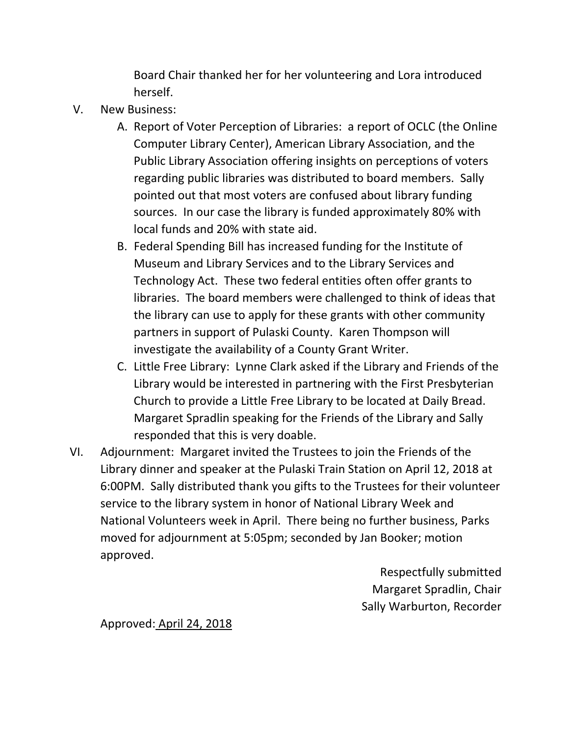Board Chair thanked her for her volunteering and Lora introduced herself.

V. New Business:

   A. Report of Voter Perception of Libraries: a report of OCLC (the Online Computer Library Center), American Library Association, and the Public Library Association offering insights on perceptions of voters regarding public libraries was distributed to board members. Sally pointed out that most voters are confused about library funding sources. In our case the library is funded approximately 80% with local funds and 20% with state aid.

   B. Federal Spending Bill has increased funding for the Institute of Museum and Library Services and to the Library Services and Technology Act. These two federal entities often offer grants to libraries. The board members were challenged to think of ideas that the library can use to apply for these grants with other community partners in support of Pulaski County. Karen Thompson will investigate the availability of a County Grant Writer.

   C. Little Free Library: Lynne Clark asked if the Library and Friends of the Library would be interested in partnering with the First Presbyterian Church to provide a Little Free Library to be located at Daily Bread. Margaret Spradlin speaking for the Friends of the Library and Sally responded that this is very doable.

VI. Adjournment: Margaret invited the Trustees to join the Friends of the Library dinner and speaker at the Pulaski Train Station on April 12, 2018 at 6:00PM. Sally distributed thank you gifts to the Trustees for their volunteer service to the library system in honor of National Library Week and National Volunteers week in April. There being no further business, Parks moved for adjournment at 5:05pm; seconded by Jan Booker; motion approved.

Respectfully submitted
Margaret Spradlin, Chair
Sally Warburton, Recorder

Approved: April 24, 2018